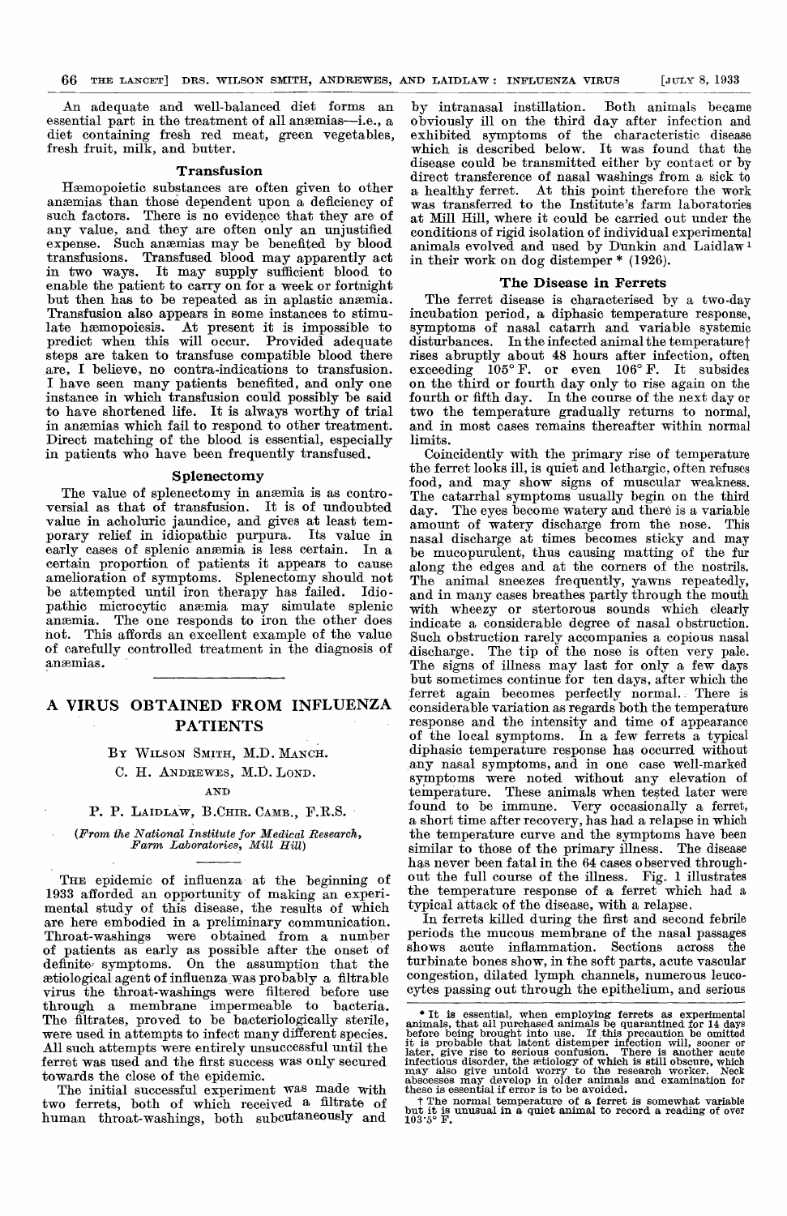An adequate and well-balanced diet forms an essential part in the treatment of all anæmias—i.e., a diet containing fresh red meat, green vegetables, fresh fruit, milk, and butter.

### Transfusion

Hæmopoietic substances are often given to other anæmias than those dependent upon a deficiency of such factors. There is no evidence that they are of any value, and they are often only an unjustified expense. Such anæmias may be benefited by blood transfusions. Transfused blood may apparently act in two ways. It may supply sufficient blood to enable the patient to carry on for a week or fortnight but then has to be repeated as in aplastic anæmia. Transfusion also appears in some instances to stimulate hæmopoiesis. At present it is impossible to predict when this will occur. Provided adequate steps are taken to transfuse compatible blood there are, I believe, no contra-indications to transfusion. I have seen many patients benefited, and only one instance in which transfusion could possibly be said to have shortened life. It is always worthy of trial in anæmias which fail to respond to other treatment. Direct matching of the blood is essential, especially in patients who have been frequently transfused.

### Splenectomy

The value of splenectomy in anæmia is as controversial as that of transfusion. It is of undoubted value in acholuric jaundice, and gives at least temporary relief in idiopathic purpura. Its value in early cases of splenic anæmia is less certain. In a certain proportion of patients it appears to cause amelioration of symptoms. Splenectomy should not be attempted until iron therapy has failed. Idiopathic microcytic anæmia may simulate splenic anæmia. The one responds to iron the other does not. This affords an excellent example of the value of carefully controlled treatment in the diagnosis of anæmias.

---

# A VIRUS OBTAINED FROM INFLUENZA PATIENTS

BY WILSON SMITH, M.D. MANCH.

C. H. ANDREWES, M.D. LOND.

AND

P. P. LAIDLAW, B.CHIR. CAMB., F.R.S.

*(From the National Institute for Medical Research, Farm Laboratories, Mill Hill)*

THE epidemic of influenza at the beginning of 1933 afforded an opportunity of making an experimental study of this disease, the results of which are here embodied in a preliminary communication. Throat-washings were obtained from a number of patients as early as possible after the onset of definite symptoms. On the assumption that the ætiological agent of influenza was probably a filtrable virus the throat-washings were filtered before use through a membrane impermeable to bacteria. The filtrates, proved to be bacteriologically sterile, were used in attempts to infect many different species. All such attempts were entirely unsuccessful until the ferret was used and the first success was only secured towards the close of the epidemic.

The initial successful experiment was made with two ferrets, both of which received a filtrate of human throat-washings, both subcutaneously and by intranasal instillation. Both animals became obviously ill on the third day after infection and exhibited symptoms of the characteristic disease which is described below. It was found that the disease could be transmitted either by contact or by direct transference of nasal washings from a sick to a healthy ferret. At this point therefore the work was transferred to the Institute's farm laboratories at Mill Hill, where it could be carried out under the conditions of rigid isolation of individual experimental animals evolved and used by Dunkin and Laidlaw[1] in their work on dog distemper * (1926).

### The Disease in Ferrets

The ferret disease is characterised by a two-day incubation period, a diphasic temperature response, symptoms of nasal catarrh and variable systemic disturbances. In the infected animal the temperature† rises abruptly about 48 hours after infection, often exceeding 105° F. or even 106° F. It subsides on the third or fourth day only to rise again on the fourth or fifth day. In the course of the next day or two the temperature gradually returns to normal, and in most cases remains thereafter within normal limits.

Coincidently with the primary rise of temperature the ferret looks ill, is quiet and lethargic, often refuses food, and may show signs of muscular weakness. The catarrhal symptoms usually begin on the third day. The eyes become watery and there is a variable amount of watery discharge from the nose. This nasal discharge at times becomes sticky and may be mucopurulent, thus causing matting of the fur along the edges and at the corners of the nostrils. The animal sneezes frequently, yawns repeatedly, and in many cases breathes partly through the mouth with wheezy or stertorous sounds which clearly indicate a considerable degree of nasal obstruction. Such obstruction rarely accompanies a copious nasal discharge. The tip of the nose is often very pale. The signs of illness may last for only a few days but sometimes continue for ten days, after which the ferret again becomes perfectly normal. There is considerable variation as regards both the temperature response and the intensity and time of appearance of the local symptoms. In a few ferrets a typical diphasic temperature response has occurred without any nasal symptoms, and in one case well-marked symptoms were noted without any elevation of temperature. These animals when tested later were found to be immune. Very occasionally a ferret, a short time after recovery, has had a relapse in which the temperature curve and the symptoms have been similar to those of the primary illness. The disease has never been fatal in the 64 cases observed throughout the full course of the illness. Fig. 1 illustrates the temperature response of a ferret which had a typical attack of the disease, with a relapse.

In ferrets killed during the first and second febrile periods the mucous membrane of the nasal passages shows acute inflammation. Sections across the turbinate bones show, in the soft parts, acute vascular congestion, dilated lymph channels, numerous leucocytes passing out through the epithelium, and serious

\* It is essential, when employing ferrets as experimental animals, that all purchased animals be quarantined for 14 days before being brought into use. If this precaution be omitted it is probable that latent distemper infection will, sooner or later, give rise to serious confusion. There is another acute infectious disorder, the ætiology of which is still obscure, which may also give untold worry to the research worker. Neck abscesses may develop in older animals and examination for these is essential if error is to be avoided.

† The normal temperature of a ferret is somewhat variable but it is unusual in a quiet animal to record a reading of over 103·5° F.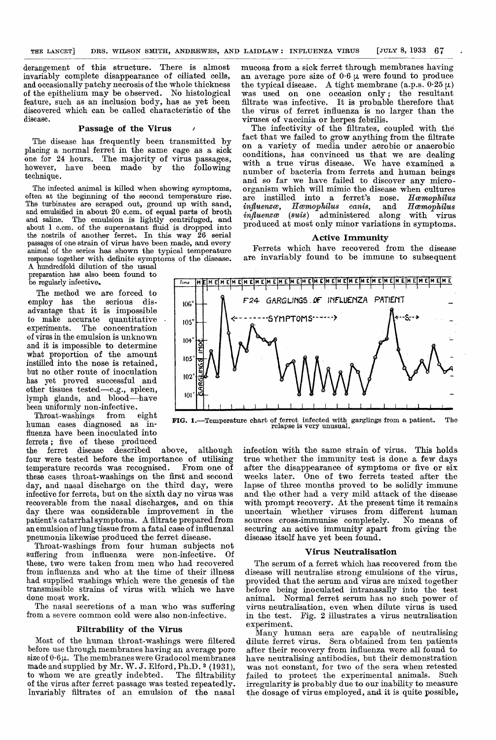derangement of this structure. There is almost invariably complete disappearance of ciliated cells, and occasionally patchy necrosis of the whole thickness of the epithelium may be observed. No histological feature, such as an inclusion body, has as yet been discovered which can be called characteristic of the disease.

### Passage of the Virus

The disease has frequently been transmitted by placing a normal ferret in the same cage as a sick one for 24 hours. The majority of virus passages, however, have been made by the following technique.

The infected animal is killed when showing symptoms, often at the beginning of the second temperature rise. The turbinates are scraped out, ground up with sand, and emulsified in about 20 c.cm. of equal parts of broth and saline. The emulsion is lightly centrifuged, and about 1 c.cm. of the supernatant fluid is dropped into the nostrils of another ferret. In this way 26 serial passages of one strain of virus have been made, and every animal of the series has shown the typical temperature response together with definite symptoms of the disease. A hundredfold dilution of the usual preparation has also been found to be regularly infective.

The method we are forced to employ has the serious disadvantage that it is impossible to make accurate quantitative experiments. The concentration of virus in the emulsion is unknown and it is impossible to determine what proportion of the amount instilled into the nose is retained, but no other route of inoculation has yet proved successful and other tissues tested—e.g., spleen, lymph glands, and blood—have been uniformly non-infective.

Throat-washings from eight human cases diagnosed as influenza have been inoculated into ferrets; five of these produced the ferret disease described above, although four were tested before the importance of utilising temperature records was recognised. From one of these cases throat-washings on the first and second day, and nasal discharge on the third day, were infective for ferrets, but on the sixth day no virus was recoverable from the nasal discharges, and on this day there was considerable improvement in the patient's catarrhal symptoms. A filtrate prepared from an emulsion of lung tissue from a fatal case of influenzal pneumonia likewise produced the ferret disease.

Throat-washings from four human subjects not suffering from influenza were non-infective. Of these, two were taken from men who had recovered from influenza and who at the time of their illness had supplied washings which were the genesis of the transmissible strains of virus with which we have done most work.

The nasal secretions of a man who was suffering from a severe common cold were also non-infective.

### Filtrability of the Virus

Most of the human throat-washings were filtered before use through membranes having an average pore size of 0·6 μ. The membranes were Gradocol membranes made and supplied by Mr. W. J. Elford, Ph.D.[2] (1931), to whom we are greatly indebted. The filtrability of the virus after ferret passage was tested repeatedly. Invariably filtrates of an emulsion of the nasal mucosa from a sick ferret through membranes having an average pore size of 0·6 μ were found to produce the typical disease. A tight membrane (a.p.s. 0·25 μ) was used on one occasion only; the resultant filtrate was infective. It is probable therefore that the virus of ferret influenza is no larger than the viruses of vaccinia or herpes febrilis.

The infectivity of the filtrates, coupled with the fact that we failed to grow anything from the filtrate on a variety of media under aerobic or anaerobic conditions, has convinced us that we are dealing with a true virus disease. We have examined a number of bacteria from ferrets and human beings and so far we have failed to discover any microorganism which will mimic the disease when cultures are instilled into a ferret's nose. *Hæmophilus influenzæ*, *Hæmophilus canis*, and *Hæmophilus influenzæ* (*suis*) administered along with virus produced at most only minor variations in symptoms.

### Active Immunity

Ferrets which have recovered from the disease are invariably found to be immune to subsequent infection with the same strain of virus. This holds true whether the immunity test is done a few days after the disappearance of symptoms or five or six weeks later. One of two ferrets tested after the lapse of three months proved to be solidly immune and the other had a very mild attack of the disease with prompt recovery. At the present time it remains uncertain whether viruses from different human sources cross-immunise completely. No means of securing an active immunity apart from giving the disease itself have yet been found.

Time M E M E M E ...

106°
105°
104°
103°
102°
101°

GARGLINGS INOC.

F24 GARGLINGS OF INFLUENZA PATIENT

<---------SYMPTOMS------>

<--S-->

FIG. 1.—Temperature chart of ferret infected with garglings from a patient. The relapse is very unusual.

### Virus Neutralisation

The serum of a ferret which has recovered from the disease will neutralise strong emulsions of the virus, provided that the serum and virus are mixed together before being inoculated intranasally into the test animal. Normal ferret serum has no such power of virus neutralisation, even when dilute virus is used in the test. Fig. 2 illustrates a virus neutralisation experiment.

Many human sera are capable of neutralising dilute ferret virus. Sera obtained from ten patients after their recovery from influenza were all found to have neutralising antibodies, but their demonstration was not constant, for two of the sera when retested failed to protect the experimental animals. Such irregularity is probably due to our inability to measure the dosage of virus employed, and it is quite possible,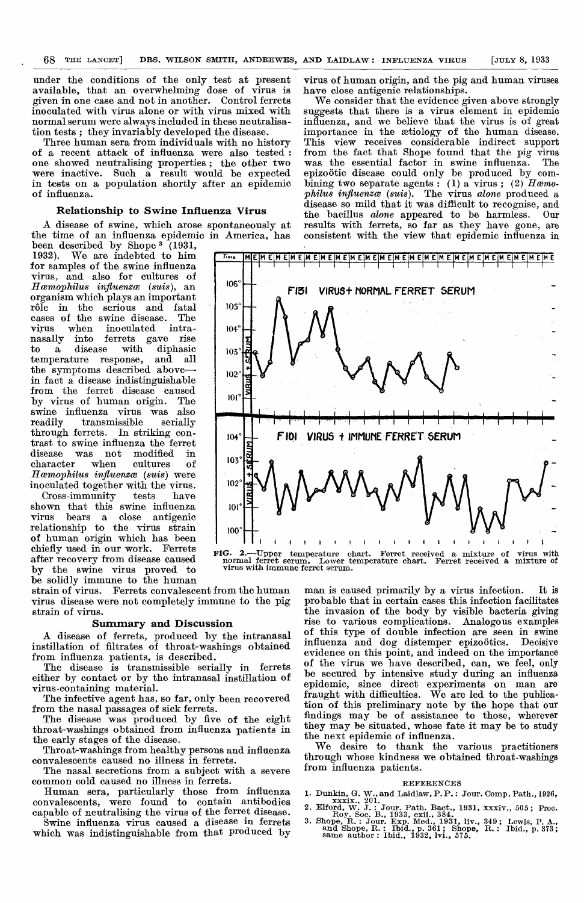under the conditions of the only test at present available, that an overwhelming dose of virus is given in one case and not in another. Control ferrets inoculated with virus alone or with virus mixed with normal serum were always included in these neutralisation tests; they invariably developed the disease.

Three human sera from individuals with no history of a recent attack of influenza were also tested: one showed neutralising properties; the other two were inactive. Such a result would be expected in tests on a population shortly after an epidemic of influenza.

### Relationship to Swine Influenza Virus

A disease of swine, which arose spontaneously at the time of an influenza epidemic in America, has been described by Shope[3] (1931, 1932). We are indebted to him for samples of the swine influenza virus, and also for cultures of *Hæmophilus influenzæ* (*suis*), an organism which plays an important rôle in the serious and fatal cases of the swine disease. The virus when inoculated intranasally into ferrets gave rise to a disease with diphasic temperature response, and all the symptoms described above—in fact a disease indistinguishable from the ferret disease caused by virus of human origin. The swine influenza virus was also readily transmissible serially through ferrets. In striking contrast to swine influenza the ferret disease was not modified in character when cultures of *Hæmophilus influenzæ* (*suis*) were inoculated together with the virus.

Cross-immunity tests have shown that this swine influenza virus bears a close antigenic relationship to the virus strain of human origin which has been chiefly used in our work. Ferrets after recovery from disease caused by the swine virus proved to be solidly immune to the human strain of virus. Ferrets convalescent from the human virus disease were not completely immune to the pig strain of virus.

### Summary and Discussion

A disease of ferrets, produced by the intranasal instillation of filtrates of throat-washings obtained from influenza patients, is described.

The disease is transmissible serially in ferrets either by contact or by the intranasal instillation of virus-containing material.

The infective agent has, so far, only been recovered from the nasal passages of sick ferrets.

The disease was produced by five of the eight throat-washings obtained from influenza patients in the early stages of the disease.

Throat-washings from healthy persons and influenza convalescents caused no illness in ferrets.

The nasal secretions from a subject with a severe common cold caused no illness in ferrets.

Human sera, particularly those from influenza convalescents, were found to contain antibodies capable of neutralising the virus of the ferret disease.

Swine influenza virus caused a disease in ferrets which was indistinguishable from that produced by virus of human origin, and the pig and human viruses have close antigenic relationships.

We consider that the evidence given above strongly suggests that there is a virus element in epidemic influenza, and we believe that the virus is of great importance in the ætiology of the human disease. This view receives considerable indirect support from the fact that Shope found that the pig virus was the essential factor in swine influenza. The epizoötic disease could only be produced by combining two separate agents: (1) a virus; (2) *Hæmophilus influenzæ* (*suis*). The virus *alone* produced a disease so mild that it was difficult to recognise, and the bacillus *alone* appeared to be harmless. Our results with ferrets, so far as they have gone, are consistent with the view that epidemic influenza in man is caused primarily by a virus infection. It is probable that in certain cases this infection facilitates the invasion of the body by visible bacteria giving rise to various complications. Analogous examples of this type of double infection are seen in swine influenza and dog distemper epizoötics. Decisive evidence on this point, and indeed on the importance of the virus we have described, can, we feel, only be secured by intensive study during an influenza epidemic, since direct experiments on man are fraught with difficulties. We are led to the publication of this preliminary note by the hope that our findings may be of assistance to those, wherever they may be situated, whose fate it may be to study the next epidemic of influenza.

Time
M E M E M E M E M E M E M E M E M E M E M E M E M E M E M E M E M E M E M E M E M E M E

F 151 VIRUS+ NORMAL FERRET SERUM
106° 105° 104° 103° 102° 101°
VIRUS + SERUM

F 101 VIRUS + IMMUNE FERRET SERUM
104° 103° 102° 101° 100°
VIRUS + SERUM

FIG. 2.—Upper temperature chart. Ferret received a mixture of virus with normal ferret serum. Lower temperature chart. Ferret received a mixture of virus with immune ferret serum.

We desire to thank the various practitioners through whose kindness we obtained throat-washings from influenza patients.

#### REFERENCES

1. Dunkin, G. W., and Laidlaw, P. P.: Jour. Comp. Path., 1926, xxxix., 201.
2. Elford, W. J.: Jour. Path. Bact., 1931, xxxiv., 505; Proc. Roy. Soc. B., 1933, cxii., 384.
3. Shope, R.: Jour. Exp. Med., 1931, liv., 349; Lewis, P. A., and Shope, R.: Ibid., p. 361; Shope, R.: Ibid., p. 373; same author: Ibid., 1932, lvi., 575.